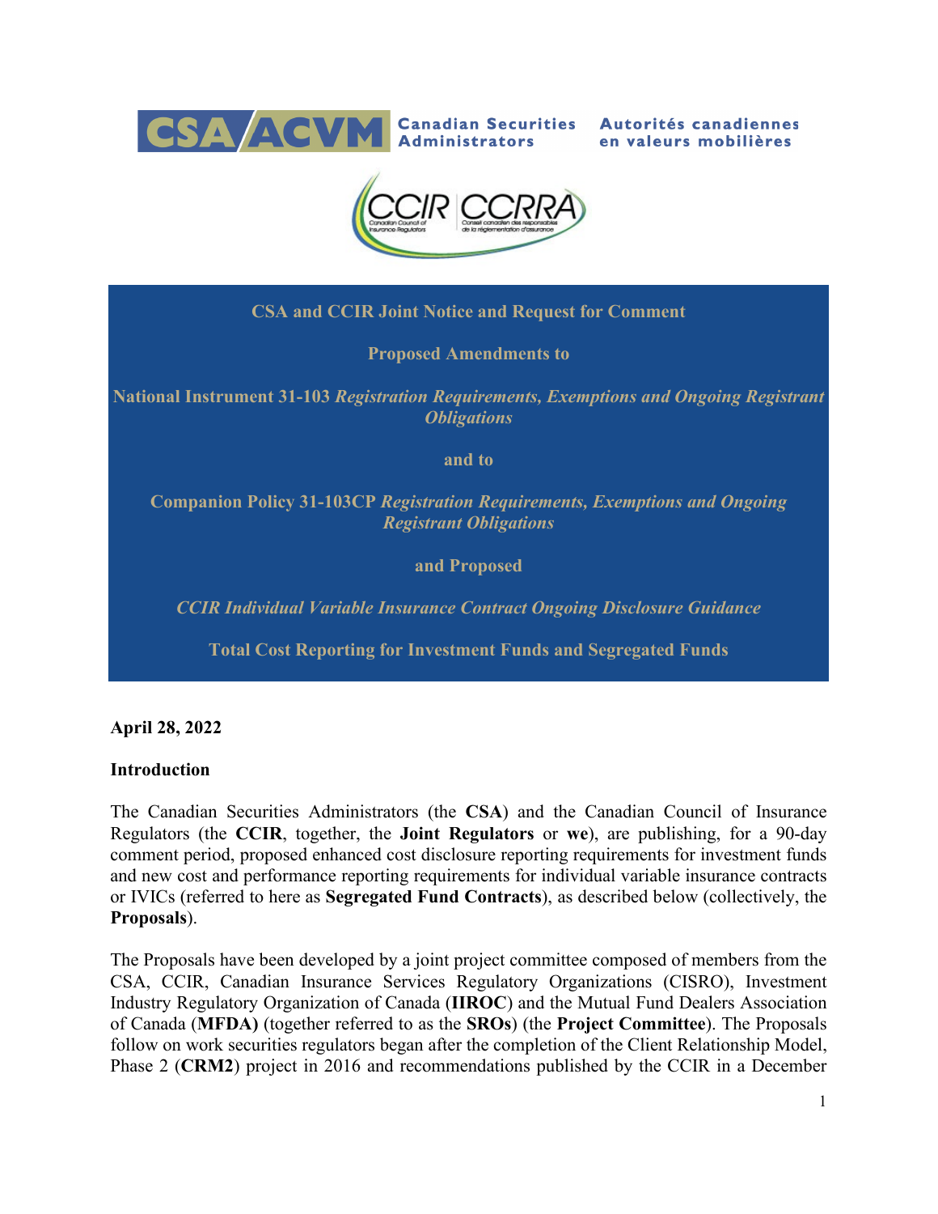CSA ACVM Canadian Securities Administrators Autorités canadiennes en valeurs mobilières

CCIR CCRRA Canadian Council of Insurance Regulators Conseil canadien des responsables de la réglementation d'assurance

**CSA and CCIR Joint Notice and Request for Comment**

**Proposed Amendments to**

**National Instrument 31-103 *Registration Requirements, Exemptions and Ongoing Registrant Obligations***

**and to**

**Companion Policy 31-103CP *Registration Requirements, Exemptions and Ongoing Registrant Obligations***

**and Proposed**

***CCIR Individual Variable Insurance Contract Ongoing Disclosure Guidance***

**Total Cost Reporting for Investment Funds and Segregated Funds**

**April 28, 2022**

## Introduction

The Canadian Securities Administrators (the **CSA**) and the Canadian Council of Insurance Regulators (the **CCIR**, together, the **Joint Regulators** or **we**), are publishing, for a 90-day comment period, proposed enhanced cost disclosure reporting requirements for investment funds and new cost and performance reporting requirements for individual variable insurance contracts or IVICs (referred to here as **Segregated Fund Contracts**), as described below (collectively, the **Proposals**).

The Proposals have been developed by a joint project committee composed of members from the CSA, CCIR, Canadian Insurance Services Regulatory Organizations (CISRO), Investment Industry Regulatory Organization of Canada (**IIROC**) and the Mutual Fund Dealers Association of Canada (**MFDA)** (together referred to as the **SROs**) (the **Project Committee**). The Proposals follow on work securities regulators began after the completion of the Client Relationship Model, Phase 2 (**CRM2**) project in 2016 and recommendations published by the CCIR in a December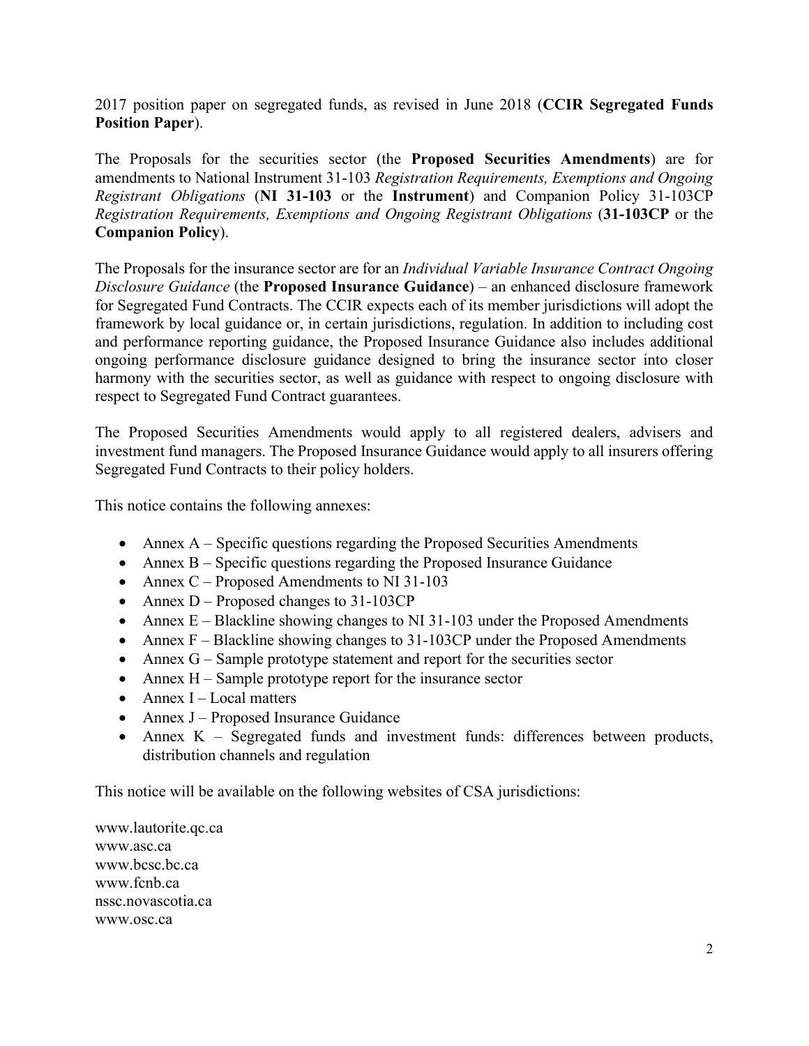2017 position paper on segregated funds, as revised in June 2018 (**CCIR Segregated Funds Position Paper**).

The Proposals for the securities sector (the **Proposed Securities Amendments**) are for amendments to National Instrument 31-103 *Registration Requirements, Exemptions and Ongoing Registrant Obligations* (**NI 31-103** or the **Instrument**) and Companion Policy 31-103CP *Registration Requirements, Exemptions and Ongoing Registrant Obligations* (**31-103CP** or the **Companion Policy**).

The Proposals for the insurance sector are for an *Individual Variable Insurance Contract Ongoing Disclosure Guidance* (the **Proposed Insurance Guidance**) – an enhanced disclosure framework for Segregated Fund Contracts. The CCIR expects each of its member jurisdictions will adopt the framework by local guidance or, in certain jurisdictions, regulation. In addition to including cost and performance reporting guidance, the Proposed Insurance Guidance also includes additional ongoing performance disclosure guidance designed to bring the insurance sector into closer harmony with the securities sector, as well as guidance with respect to ongoing disclosure with respect to Segregated Fund Contract guarantees.

The Proposed Securities Amendments would apply to all registered dealers, advisers and investment fund managers. The Proposed Insurance Guidance would apply to all insurers offering Segregated Fund Contracts to their policy holders.

This notice contains the following annexes:

- Annex A – Specific questions regarding the Proposed Securities Amendments
- Annex B – Specific questions regarding the Proposed Insurance Guidance
- Annex C – Proposed Amendments to NI 31-103
- Annex D – Proposed changes to 31-103CP
- Annex E – Blackline showing changes to NI 31-103 under the Proposed Amendments
- Annex F – Blackline showing changes to 31-103CP under the Proposed Amendments
- Annex G – Sample prototype statement and report for the securities sector
- Annex H – Sample prototype report for the insurance sector
- Annex I – Local matters
- Annex J – Proposed Insurance Guidance
- Annex K – Segregated funds and investment funds: differences between products, distribution channels and regulation

This notice will be available on the following websites of CSA jurisdictions:

www.lautorite.qc.ca
www.asc.ca
www.bcsc.bc.ca
www.fcnb.ca
nssc.novascotia.ca
www.osc.ca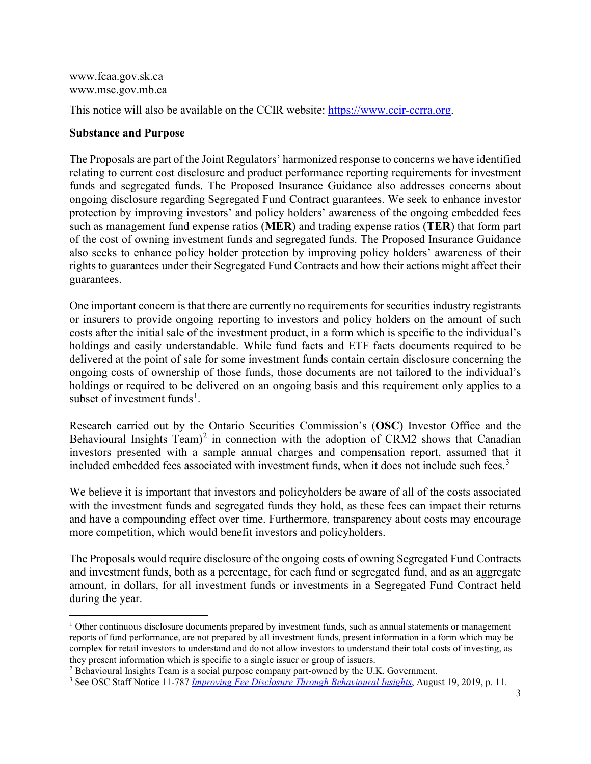www.fcaa.gov.sk.ca
www.msc.gov.mb.ca

This notice will also be available on the CCIR website: [https://www.ccir-ccrra.org](https://www.ccir-ccrra.org).

**Substance and Purpose**

The Proposals are part of the Joint Regulators' harmonized response to concerns we have identified relating to current cost disclosure and product performance reporting requirements for investment funds and segregated funds. The Proposed Insurance Guidance also addresses concerns about ongoing disclosure regarding Segregated Fund Contract guarantees. We seek to enhance investor protection by improving investors' and policy holders' awareness of the ongoing embedded fees such as management fund expense ratios (**MER**) and trading expense ratios (**TER**) that form part of the cost of owning investment funds and segregated funds. The Proposed Insurance Guidance also seeks to enhance policy holder protection by improving policy holders' awareness of their rights to guarantees under their Segregated Fund Contracts and how their actions might affect their guarantees.

One important concern is that there are currently no requirements for securities industry registrants or insurers to provide ongoing reporting to investors and policy holders on the amount of such costs after the initial sale of the investment product, in a form which is specific to the individual's holdings and easily understandable. While fund facts and ETF facts documents required to be delivered at the point of sale for some investment funds contain certain disclosure concerning the ongoing costs of ownership of those funds, those documents are not tailored to the individual's holdings or required to be delivered on an ongoing basis and this requirement only applies to a subset of investment funds[1].

Research carried out by the Ontario Securities Commission's (**OSC**) Investor Office and the Behavioural Insights Team)[2] in connection with the adoption of CRM2 shows that Canadian investors presented with a sample annual charges and compensation report, assumed that it included embedded fees associated with investment funds, when it does not include such fees.[3]

We believe it is important that investors and policyholders be aware of all of the costs associated with the investment funds and segregated funds they hold, as these fees can impact their returns and have a compounding effect over time. Furthermore, transparency about costs may encourage more competition, which would benefit investors and policyholders.

The Proposals would require disclosure of the ongoing costs of owning Segregated Fund Contracts and investment funds, both as a percentage, for each fund or segregated fund, and as an aggregate amount, in dollars, for all investment funds or investments in a Segregated Fund Contract held during the year.

---

[1] Other continuous disclosure documents prepared by investment funds, such as annual statements or management reports of fund performance, are not prepared by all investment funds, present information in a form which may be complex for retail investors to understand and do not allow investors to understand their total costs of investing, as they present information which is specific to a single issuer or group of issuers.

[2] Behavioural Insights Team is a social purpose company part-owned by the U.K. Government.

[3] See OSC Staff Notice 11-787 *Improving Fee Disclosure Through Behavioural Insights*, August 19, 2019, p. 11.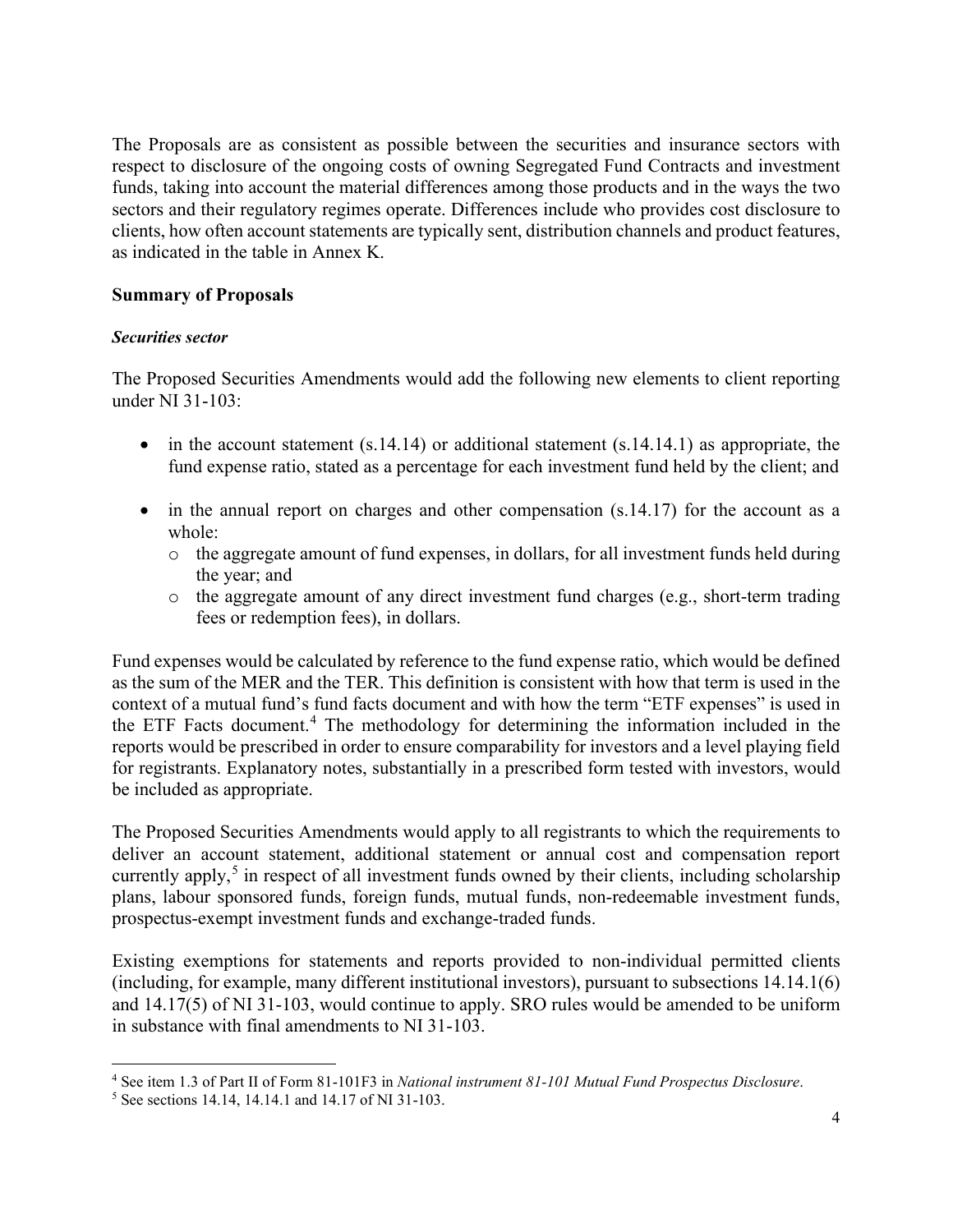The Proposals are as consistent as possible between the securities and insurance sectors with respect to disclosure of the ongoing costs of owning Segregated Fund Contracts and investment funds, taking into account the material differences among those products and in the ways the two sectors and their regulatory regimes operate. Differences include who provides cost disclosure to clients, how often account statements are typically sent, distribution channels and product features, as indicated in the table in Annex K.

## Summary of Proposals

### *Securities sector*

The Proposed Securities Amendments would add the following new elements to client reporting under NI 31-103:

- in the account statement (s.14.14) or additional statement (s.14.14.1) as appropriate, the fund expense ratio, stated as a percentage for each investment fund held by the client; and
- in the annual report on charges and other compensation (s.14.17) for the account as a whole:
  - the aggregate amount of fund expenses, in dollars, for all investment funds held during the year; and
  - the aggregate amount of any direct investment fund charges (e.g., short-term trading fees or redemption fees), in dollars.

Fund expenses would be calculated by reference to the fund expense ratio, which would be defined as the sum of the MER and the TER. This definition is consistent with how that term is used in the context of a mutual fund's fund facts document and with how the term "ETF expenses" is used in the ETF Facts document.[4] The methodology for determining the information included in the reports would be prescribed in order to ensure comparability for investors and a level playing field for registrants. Explanatory notes, substantially in a prescribed form tested with investors, would be included as appropriate.

The Proposed Securities Amendments would apply to all registrants to which the requirements to deliver an account statement, additional statement or annual cost and compensation report currently apply,[5] in respect of all investment funds owned by their clients, including scholarship plans, labour sponsored funds, foreign funds, mutual funds, non-redeemable investment funds, prospectus-exempt investment funds and exchange-traded funds.

Existing exemptions for statements and reports provided to non-individual permitted clients (including, for example, many different institutional investors), pursuant to subsections 14.14.1(6) and 14.17(5) of NI 31-103, would continue to apply. SRO rules would be amended to be uniform in substance with final amendments to NI 31-103.

---

[4] See item 1.3 of Part II of Form 81-101F3 in *National instrument 81-101 Mutual Fund Prospectus Disclosure*.

[5] See sections 14.14, 14.14.1 and 14.17 of NI 31-103.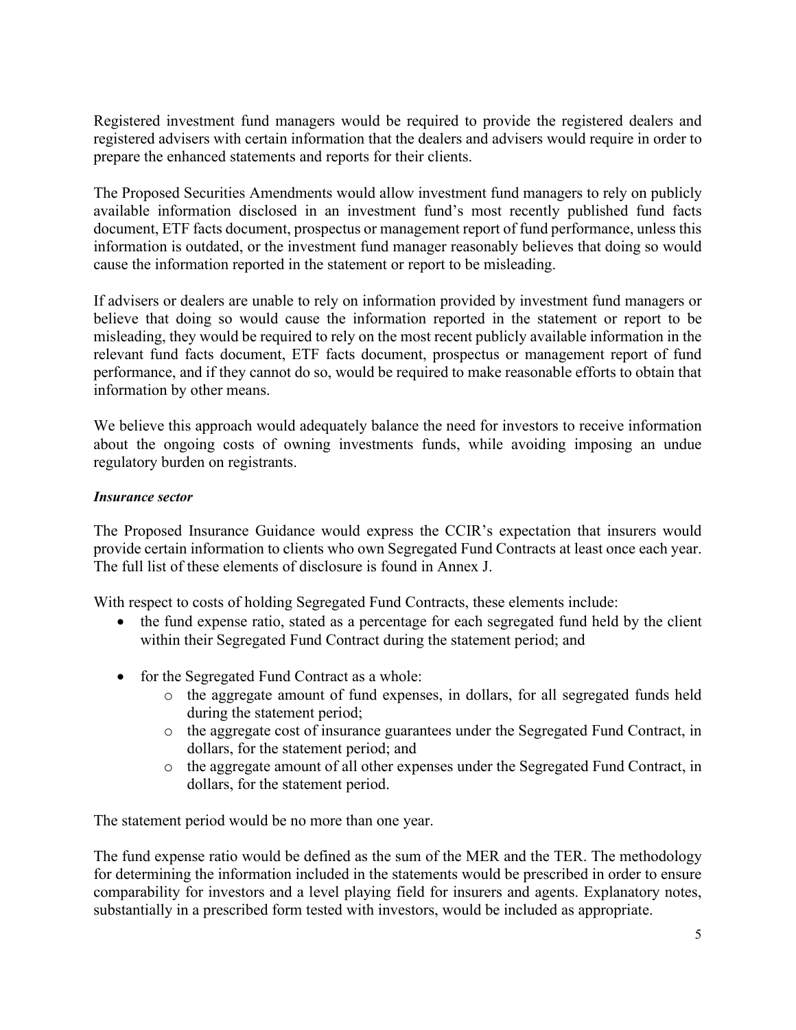Registered investment fund managers would be required to provide the registered dealers and registered advisers with certain information that the dealers and advisers would require in order to prepare the enhanced statements and reports for their clients.

The Proposed Securities Amendments would allow investment fund managers to rely on publicly available information disclosed in an investment fund's most recently published fund facts document, ETF facts document, prospectus or management report of fund performance, unless this information is outdated, or the investment fund manager reasonably believes that doing so would cause the information reported in the statement or report to be misleading.

If advisers or dealers are unable to rely on information provided by investment fund managers or believe that doing so would cause the information reported in the statement or report to be misleading, they would be required to rely on the most recent publicly available information in the relevant fund facts document, ETF facts document, prospectus or management report of fund performance, and if they cannot do so, would be required to make reasonable efforts to obtain that information by other means.

We believe this approach would adequately balance the need for investors to receive information about the ongoing costs of owning investments funds, while avoiding imposing an undue regulatory burden on registrants.

***Insurance sector***

The Proposed Insurance Guidance would express the CCIR's expectation that insurers would provide certain information to clients who own Segregated Fund Contracts at least once each year. The full list of these elements of disclosure is found in Annex J.

With respect to costs of holding Segregated Fund Contracts, these elements include:

- the fund expense ratio, stated as a percentage for each segregated fund held by the client within their Segregated Fund Contract during the statement period; and
- for the Segregated Fund Contract as a whole:
    - the aggregate amount of fund expenses, in dollars, for all segregated funds held during the statement period;
    - the aggregate cost of insurance guarantees under the Segregated Fund Contract, in dollars, for the statement period; and
    - the aggregate amount of all other expenses under the Segregated Fund Contract, in dollars, for the statement period.

The statement period would be no more than one year.

The fund expense ratio would be defined as the sum of the MER and the TER. The methodology for determining the information included in the statements would be prescribed in order to ensure comparability for investors and a level playing field for insurers and agents. Explanatory notes, substantially in a prescribed form tested with investors, would be included as appropriate.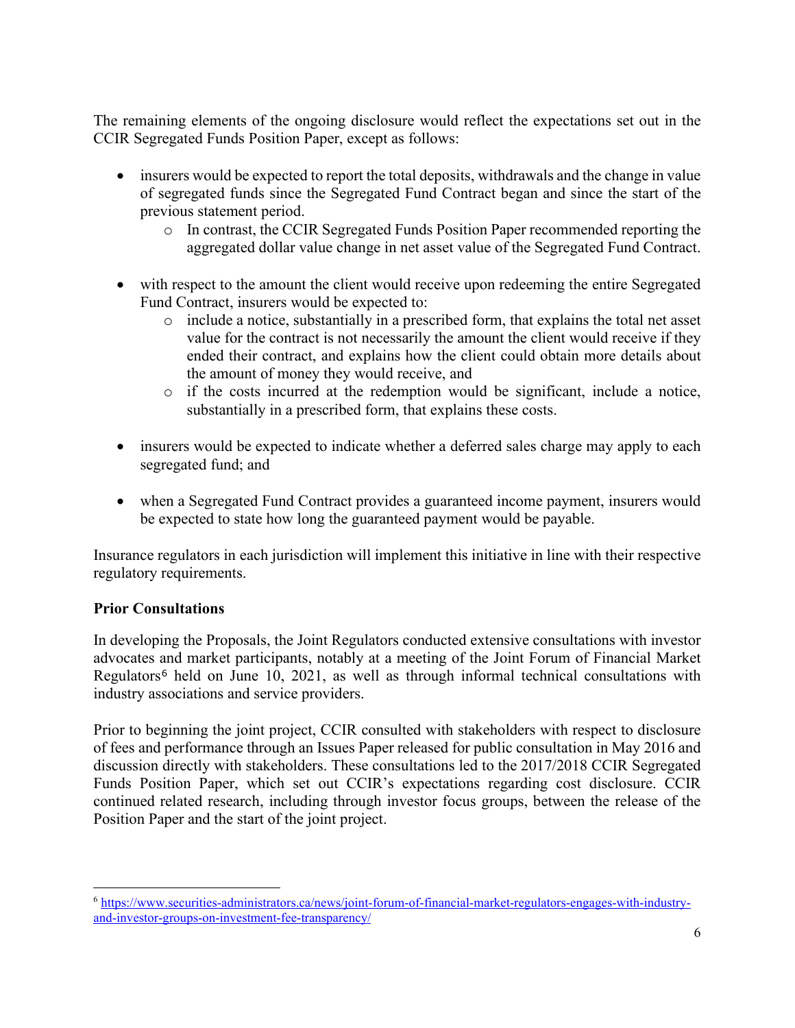The remaining elements of the ongoing disclosure would reflect the expectations set out in the CCIR Segregated Funds Position Paper, except as follows:

- insurers would be expected to report the total deposits, withdrawals and the change in value of segregated funds since the Segregated Fund Contract began and since the start of the previous statement period.
    - In contrast, the CCIR Segregated Funds Position Paper recommended reporting the aggregated dollar value change in net asset value of the Segregated Fund Contract.
- with respect to the amount the client would receive upon redeeming the entire Segregated Fund Contract, insurers would be expected to:
    - include a notice, substantially in a prescribed form, that explains the total net asset value for the contract is not necessarily the amount the client would receive if they ended their contract, and explains how the client could obtain more details about the amount of money they would receive, and
    - if the costs incurred at the redemption would be significant, include a notice, substantially in a prescribed form, that explains these costs.
- insurers would be expected to indicate whether a deferred sales charge may apply to each segregated fund; and
- when a Segregated Fund Contract provides a guaranteed income payment, insurers would be expected to state how long the guaranteed payment would be payable.

Insurance regulators in each jurisdiction will implement this initiative in line with their respective regulatory requirements.

**Prior Consultations**

In developing the Proposals, the Joint Regulators conducted extensive consultations with investor advocates and market participants, notably at a meeting of the Joint Forum of Financial Market Regulators[6] held on June 10, 2021, as well as through informal technical consultations with industry associations and service providers.

Prior to beginning the joint project, CCIR consulted with stakeholders with respect to disclosure of fees and performance through an Issues Paper released for public consultation in May 2016 and discussion directly with stakeholders. These consultations led to the 2017/2018 CCIR Segregated Funds Position Paper, which set out CCIR's expectations regarding cost disclosure. CCIR continued related research, including through investor focus groups, between the release of the Position Paper and the start of the joint project.

---

[6] https://www.securities-administrators.ca/news/joint-forum-of-financial-market-regulators-engages-with-industry-and-investor-groups-on-investment-fee-transparency/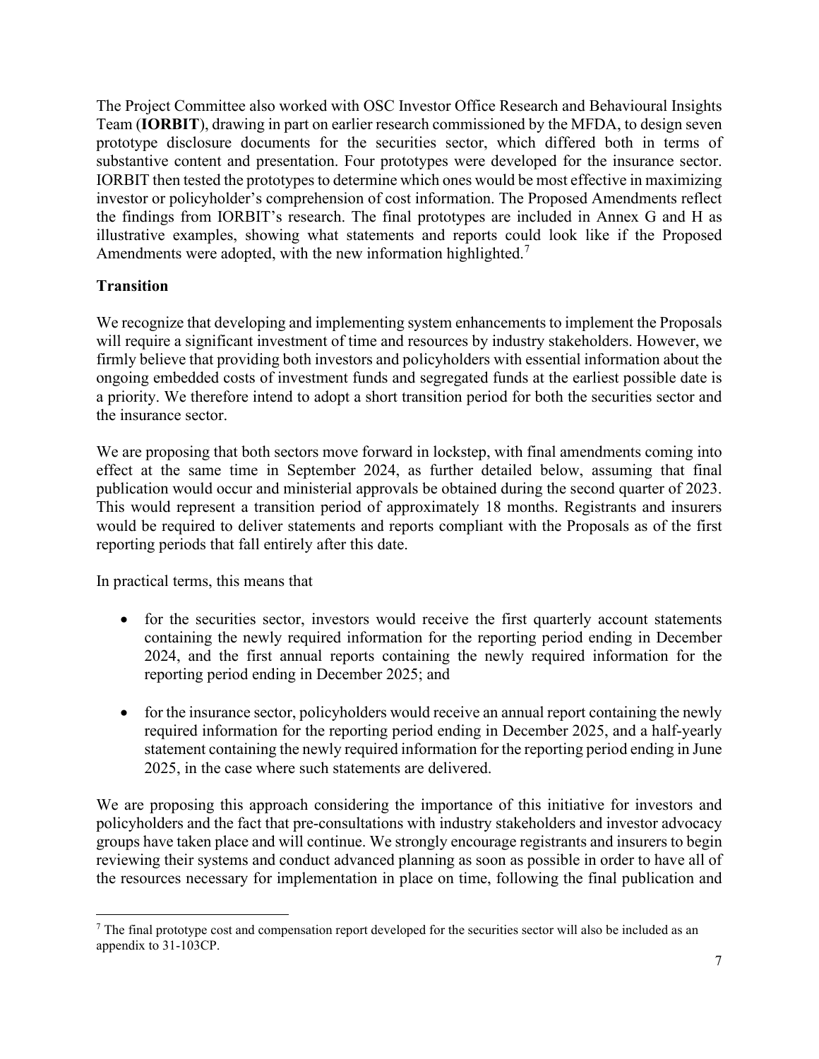The Project Committee also worked with OSC Investor Office Research and Behavioural Insights Team (**IORBIT**), drawing in part on earlier research commissioned by the MFDA, to design seven prototype disclosure documents for the securities sector, which differed both in terms of substantive content and presentation. Four prototypes were developed for the insurance sector. IORBIT then tested the prototypes to determine which ones would be most effective in maximizing investor or policyholder's comprehension of cost information. The Proposed Amendments reflect the findings from IORBIT's research. The final prototypes are included in Annex G and H as illustrative examples, showing what statements and reports could look like if the Proposed Amendments were adopted, with the new information highlighted.[7]

**Transition**

We recognize that developing and implementing system enhancements to implement the Proposals will require a significant investment of time and resources by industry stakeholders. However, we firmly believe that providing both investors and policyholders with essential information about the ongoing embedded costs of investment funds and segregated funds at the earliest possible date is a priority. We therefore intend to adopt a short transition period for both the securities sector and the insurance sector.

We are proposing that both sectors move forward in lockstep, with final amendments coming into effect at the same time in September 2024, as further detailed below, assuming that final publication would occur and ministerial approvals be obtained during the second quarter of 2023. This would represent a transition period of approximately 18 months. Registrants and insurers would be required to deliver statements and reports compliant with the Proposals as of the first reporting periods that fall entirely after this date.

In practical terms, this means that

- for the securities sector, investors would receive the first quarterly account statements containing the newly required information for the reporting period ending in December 2024, and the first annual reports containing the newly required information for the reporting period ending in December 2025; and

- for the insurance sector, policyholders would receive an annual report containing the newly required information for the reporting period ending in December 2025, and a half-yearly statement containing the newly required information for the reporting period ending in June 2025, in the case where such statements are delivered.

We are proposing this approach considering the importance of this initiative for investors and policyholders and the fact that pre-consultations with industry stakeholders and investor advocacy groups have taken place and will continue. We strongly encourage registrants and insurers to begin reviewing their systems and conduct advanced planning as soon as possible in order to have all of the resources necessary for implementation in place on time, following the final publication and

[7] The final prototype cost and compensation report developed for the securities sector will also be included as an appendix to 31-103CP.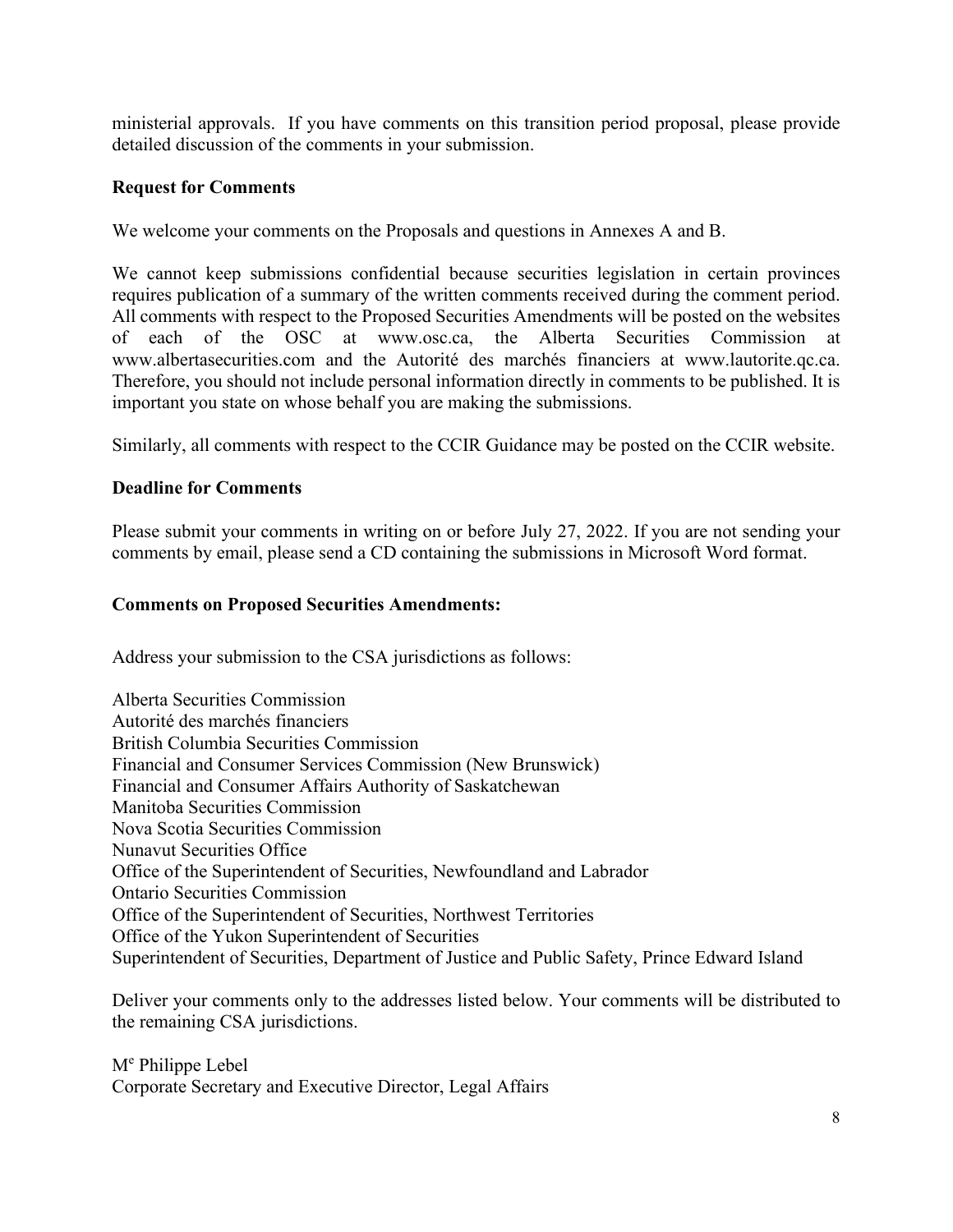ministerial approvals. If you have comments on this transition period proposal, please provide detailed discussion of the comments in your submission.

**Request for Comments**

We welcome your comments on the Proposals and questions in Annexes A and B.

We cannot keep submissions confidential because securities legislation in certain provinces requires publication of a summary of the written comments received during the comment period. All comments with respect to the Proposed Securities Amendments will be posted on the websites of each of the OSC at www.osc.ca, the Alberta Securities Commission at www.albertasecurities.com and the Autorité des marchés financiers at www.lautorite.qc.ca. Therefore, you should not include personal information directly in comments to be published. It is important you state on whose behalf you are making the submissions.

Similarly, all comments with respect to the CCIR Guidance may be posted on the CCIR website.

**Deadline for Comments**

Please submit your comments in writing on or before July 27, 2022. If you are not sending your comments by email, please send a CD containing the submissions in Microsoft Word format.

**Comments on Proposed Securities Amendments:**

Address your submission to the CSA jurisdictions as follows:

Alberta Securities Commission
Autorité des marchés financiers
British Columbia Securities Commission
Financial and Consumer Services Commission (New Brunswick)
Financial and Consumer Affairs Authority of Saskatchewan
Manitoba Securities Commission
Nova Scotia Securities Commission
Nunavut Securities Office
Office of the Superintendent of Securities, Newfoundland and Labrador
Ontario Securities Commission
Office of the Superintendent of Securities, Northwest Territories
Office of the Yukon Superintendent of Securities
Superintendent of Securities, Department of Justice and Public Safety, Prince Edward Island

Deliver your comments only to the addresses listed below. Your comments will be distributed to the remaining CSA jurisdictions.

Me Philippe Lebel
Corporate Secretary and Executive Director, Legal Affairs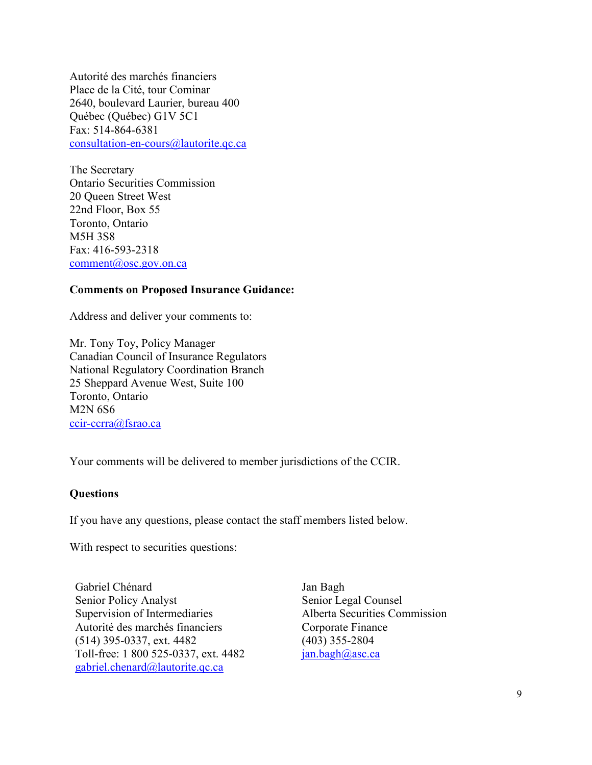Autorité des marchés financiers
Place de la Cité, tour Cominar
2640, boulevard Laurier, bureau 400
Québec (Québec) G1V 5C1
Fax: 514-864-6381
consultation-en-cours@lautorite.qc.ca

The Secretary
Ontario Securities Commission
20 Queen Street West
22nd Floor, Box 55
Toronto, Ontario
M5H 3S8
Fax: 416-593-2318
comment@osc.gov.on.ca

**Comments on Proposed Insurance Guidance:**

Address and deliver your comments to:

Mr. Tony Toy, Policy Manager
Canadian Council of Insurance Regulators
National Regulatory Coordination Branch
25 Sheppard Avenue West, Suite 100
Toronto, Ontario
M2N 6S6
ccir-ccrra@fsrao.ca

Your comments will be delivered to member jurisdictions of the CCIR.

**Questions**

If you have any questions, please contact the staff members listed below.

With respect to securities questions:

Gabriel Chénard
Senior Policy Analyst
Supervision of Intermediaries
Autorité des marchés financiers
(514) 395-0337, ext. 4482
Toll-free: 1 800 525-0337, ext. 4482
gabriel.chenard@lautorite.qc.ca

Jan Bagh
Senior Legal Counsel
Alberta Securities Commission
Corporate Finance
(403) 355-2804
jan.bagh@asc.ca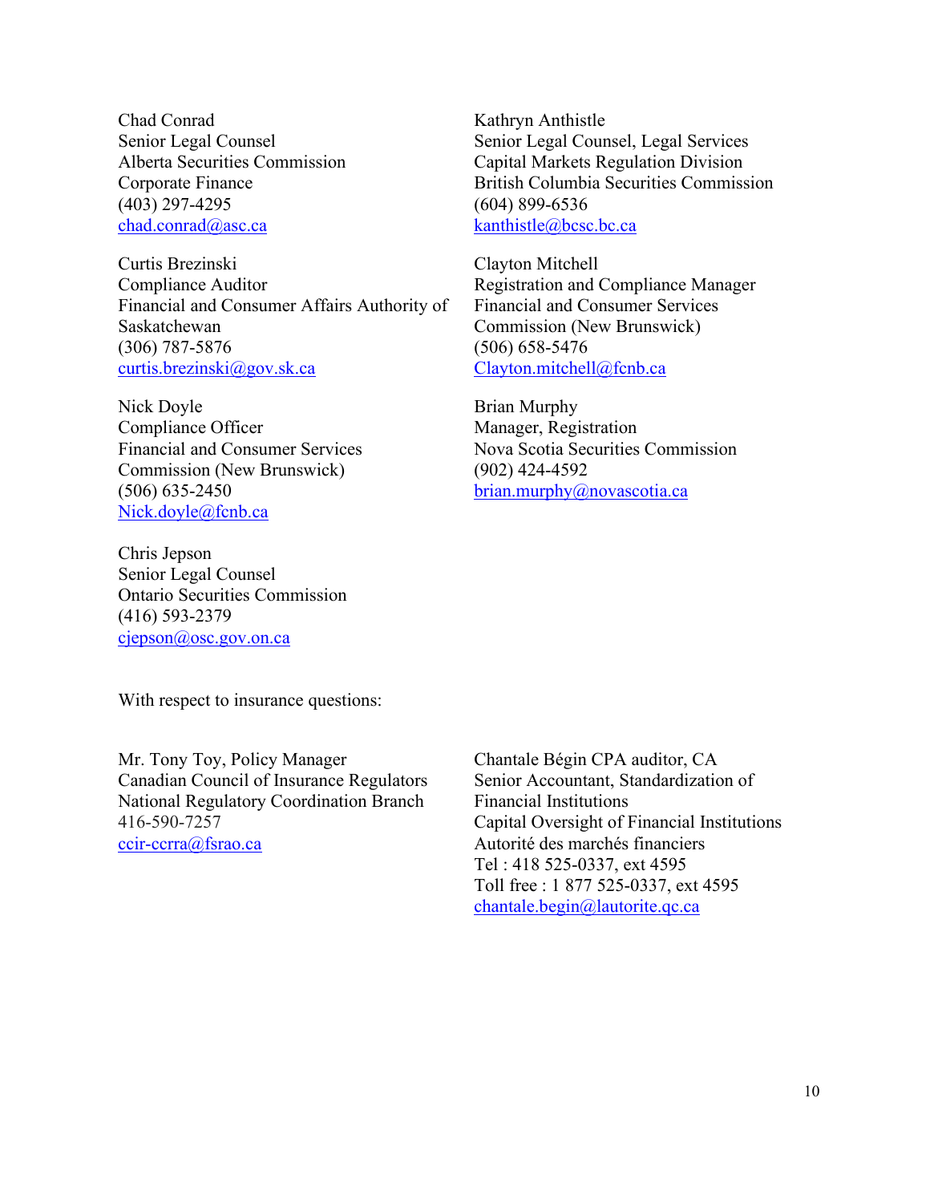Chad Conrad
Senior Legal Counsel
Alberta Securities Commission
Corporate Finance
(403) 297-4295
chad.conrad@asc.ca

Kathryn Anthistle
Senior Legal Counsel, Legal Services
Capital Markets Regulation Division
British Columbia Securities Commission
(604) 899-6536
kanthistle@bcsc.bc.ca

Curtis Brezinski
Compliance Auditor
Financial and Consumer Affairs Authority of Saskatchewan
(306) 787-5876
curtis.brezinski@gov.sk.ca

Clayton Mitchell
Registration and Compliance Manager
Financial and Consumer Services Commission (New Brunswick)
(506) 658-5476
Clayton.mitchell@fcnb.ca

Nick Doyle
Compliance Officer
Financial and Consumer Services Commission (New Brunswick)
(506) 635-2450
Nick.doyle@fcnb.ca

Brian Murphy
Manager, Registration
Nova Scotia Securities Commission
(902) 424-4592
brian.murphy@novascotia.ca

Chris Jepson
Senior Legal Counsel
Ontario Securities Commission
(416) 593-2379
cjepson@osc.gov.on.ca

With respect to insurance questions:

Mr. Tony Toy, Policy Manager
Canadian Council of Insurance Regulators
National Regulatory Coordination Branch
416-590-7257
ccir-ccrra@fsrao.ca

Chantale Bégin CPA auditor, CA
Senior Accountant, Standardization of Financial Institutions
Capital Oversight of Financial Institutions
Autorité des marchés financiers
Tel : 418 525-0337, ext 4595
Toll free : 1 877 525-0337, ext 4595
chantale.begin@lautorite.qc.ca